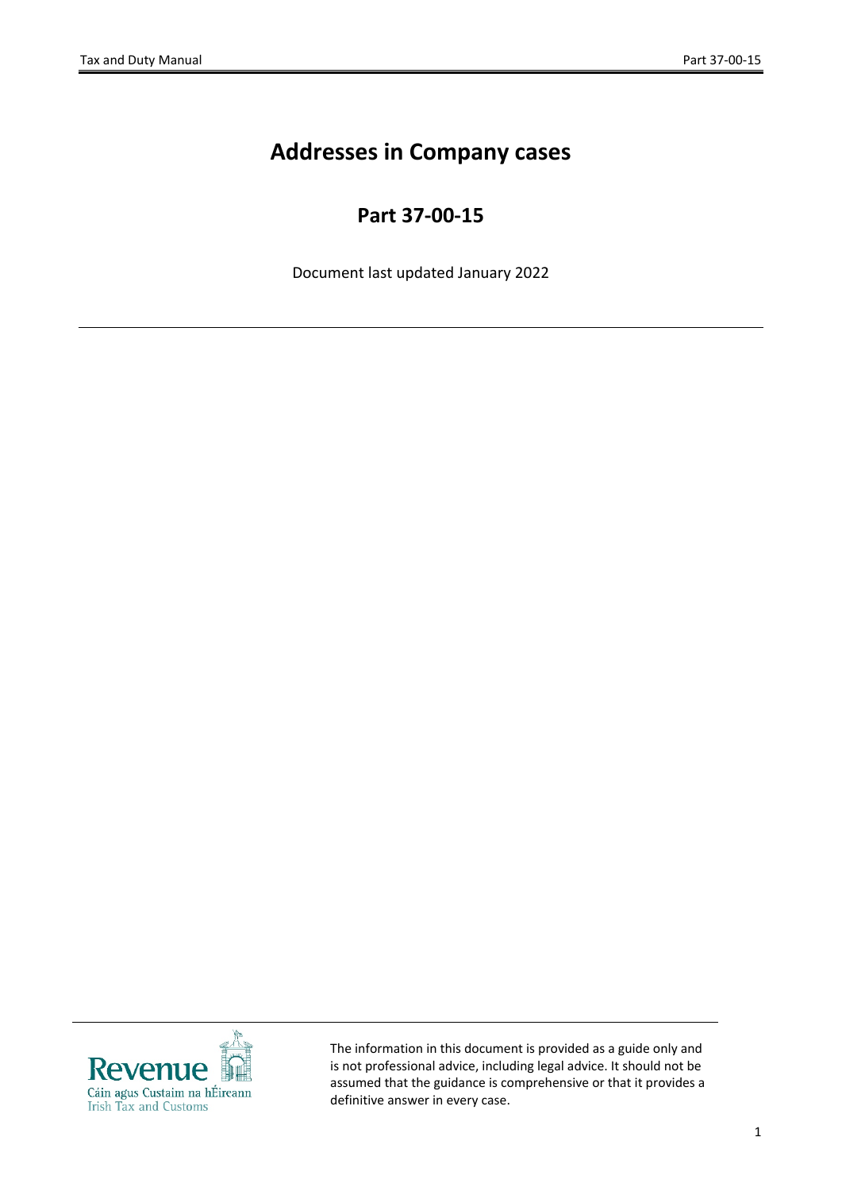# Addresses in Company cases

## Part 37-00-15

Document last updated January 2022

The information in this document is provided as a guide only and is not professional advice, including legal advice. It should not be assumed that the guidance is comprehensive or that it provides a definitive answer in every case.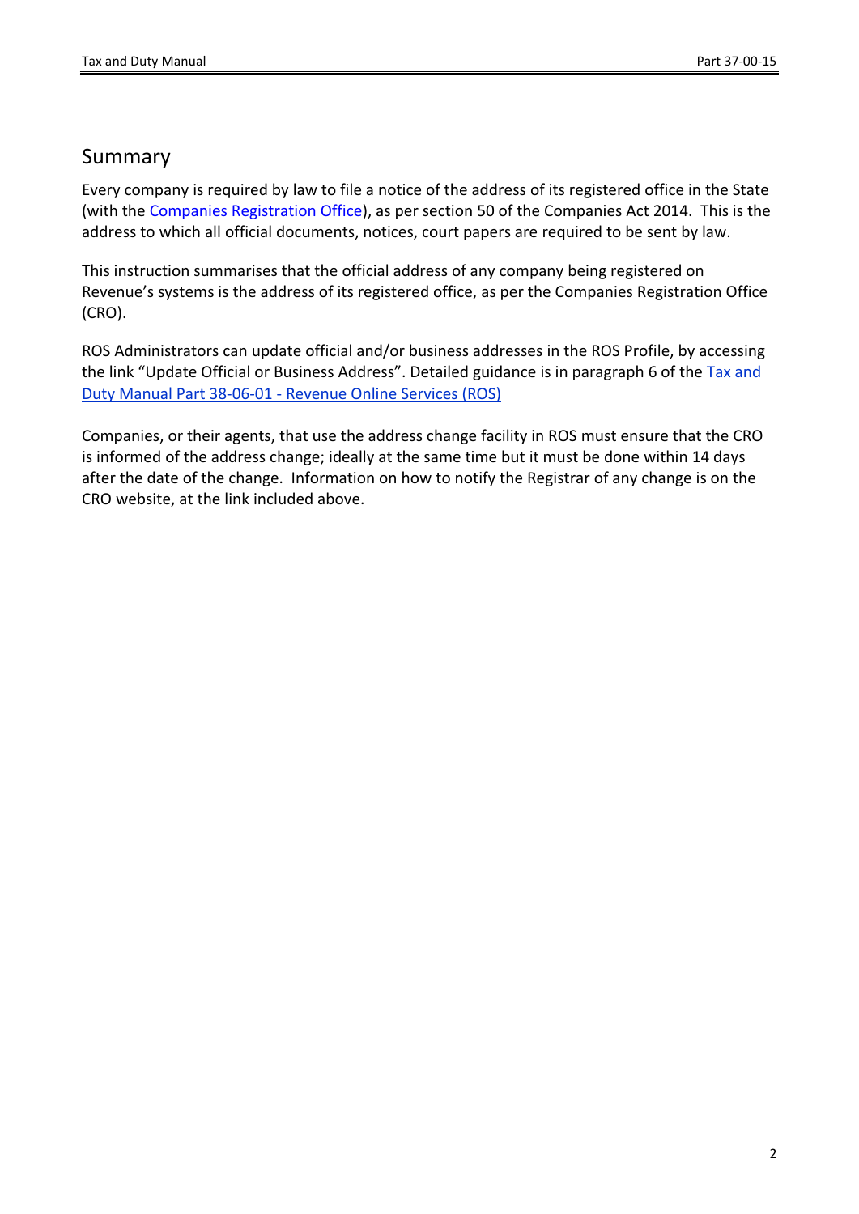# Summary

Every company is required by law to file a notice of the address of its registered office in the State (with the Companies Registration Office), as per section 50 of the Companies Act 2014. This is the address to which all official documents, notices, court papers are required to be sent by law.

This instruction summarises that the official address of any company being registered on Revenue's systems is the address of its registered office, as per the Companies Registration Office (CRO).

ROS Administrators can update official and/or business addresses in the ROS Profile, by accessing the link "Update Official or Business Address". Detailed guidance is in paragraph 6 of the Tax and Duty Manual Part 38-06-01 - Revenue Online Services (ROS)

Companies, or their agents, that use the address change facility in ROS must ensure that the CRO is informed of the address change; ideally at the same time but it must be done within 14 days after the date of the change. Information on how to notify the Registrar of any change is on the CRO website, at the link included above.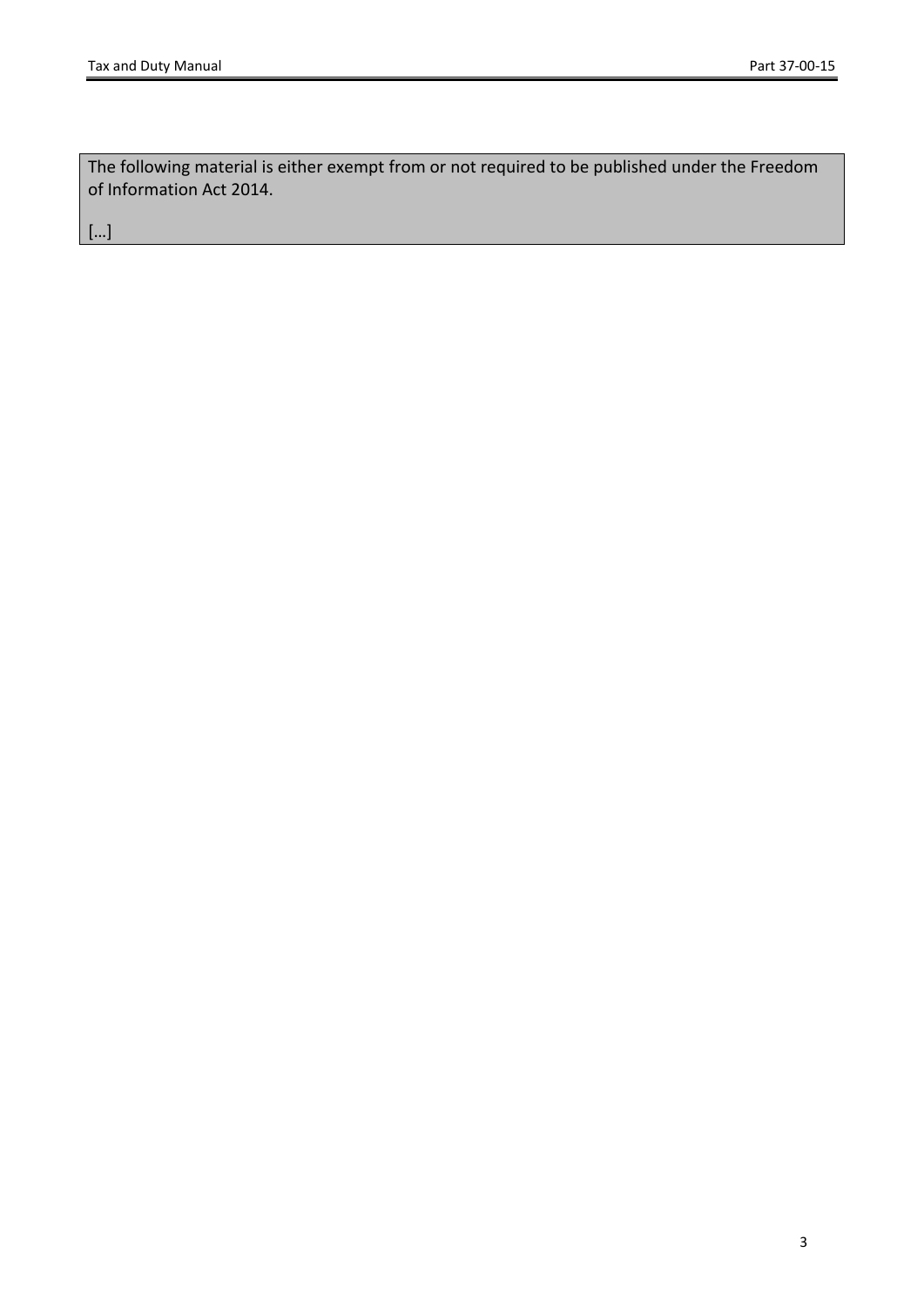The following material is either exempt from or not required to be published under the Freedom of Information Act 2014.

[…]